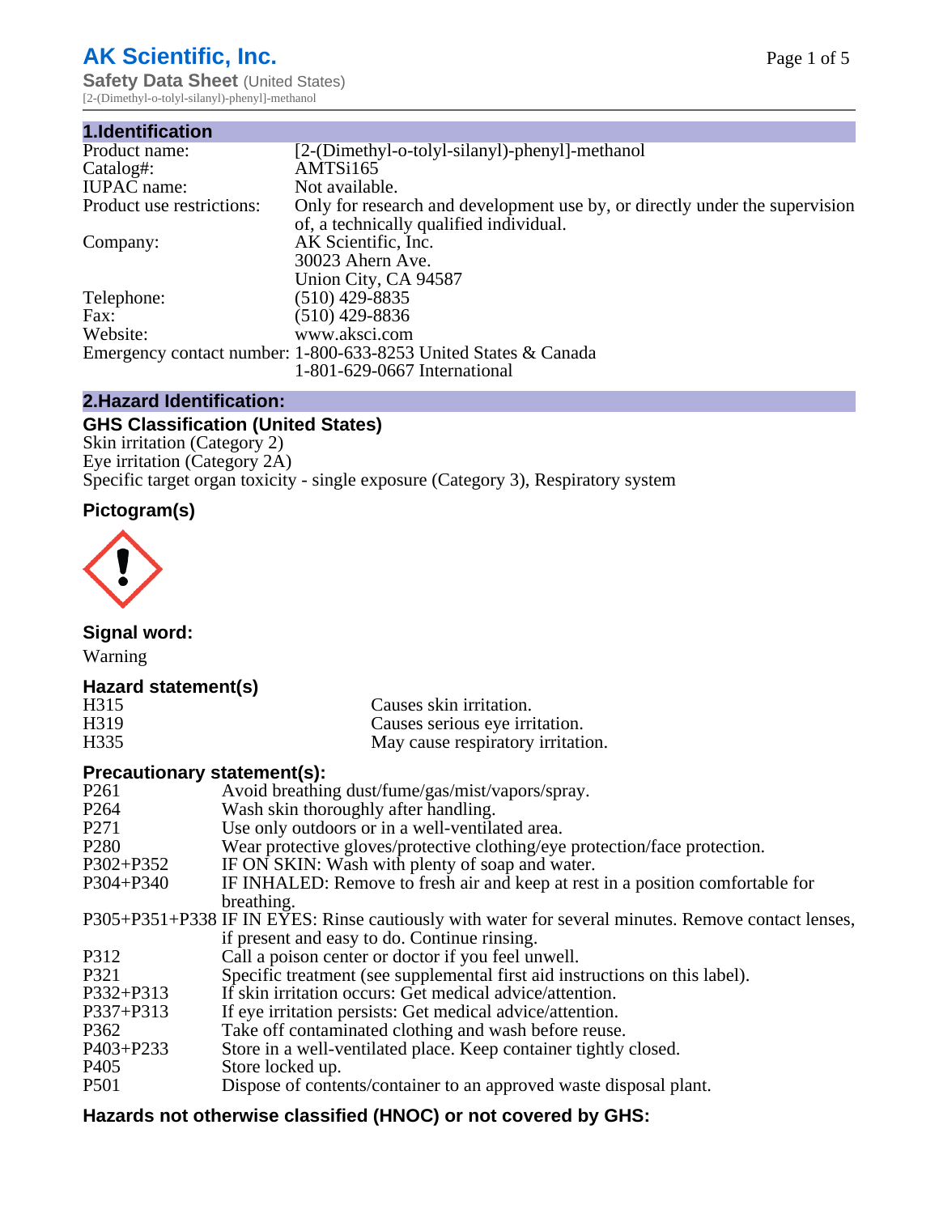# AK Scientific, Inc.

**Safety Data Sheet** (United States)

[2-(Dimethyl-o-tolyl-silanyl)-phenyl]-methanol

## 1.Identification

| | |
|---|---|
| Product name: | [2-(Dimethyl-o-tolyl-silanyl)-phenyl]-methanol |
| Catalog#: | AMTSi165 |
| IUPAC name: | Not available. |
| Product use restrictions: | Only for research and development use by, or directly under the supervision of, a technically qualified individual. |
| Company: | AK Scientific, Inc.<br>30023 Ahern Ave.<br>Union City, CA 94587 |
| Telephone: | (510) 429-8835 |
| Fax: | (510) 429-8836 |
| Website: | www.aksci.com |
| Emergency contact number: | 1-800-633-8253 United States & Canada<br>1-801-629-0667 International |

## 2.Hazard Identification:

### GHS Classification (United States)

Skin irritation (Category 2)
Eye irritation (Category 2A)
Specific target organ toxicity - single exposure (Category 3), Respiratory system

### Pictogram(s)

### Signal word:

Warning

### Hazard statement(s)

| | |
|---|---|
| H315 | Causes skin irritation. |
| H319 | Causes serious eye irritation. |
| H335 | May cause respiratory irritation. |

### Precautionary statement(s):

| | |
|---|---|
| P261 | Avoid breathing dust/fume/gas/mist/vapors/spray. |
| P264 | Wash skin thoroughly after handling. |
| P271 | Use only outdoors or in a well-ventilated area. |
| P280 | Wear protective gloves/protective clothing/eye protection/face protection. |
| P302+P352 | IF ON SKIN: Wash with plenty of soap and water. |
| P304+P340 | IF INHALED: Remove to fresh air and keep at rest in a position comfortable for breathing. |
| P305+P351+P338 | IF IN EYES: Rinse cautiously with water for several minutes. Remove contact lenses, if present and easy to do. Continue rinsing. |
| P312 | Call a poison center or doctor if you feel unwell. |
| P321 | Specific treatment (see supplemental first aid instructions on this label). |
| P332+P313 | If skin irritation occurs: Get medical advice/attention. |
| P337+P313 | If eye irritation persists: Get medical advice/attention. |
| P362 | Take off contaminated clothing and wash before reuse. |
| P403+P233 | Store in a well-ventilated place. Keep container tightly closed. |
| P405 | Store locked up. |
| P501 | Dispose of contents/container to an approved waste disposal plant. |

### Hazards not otherwise classified (HNOC) or not covered by GHS: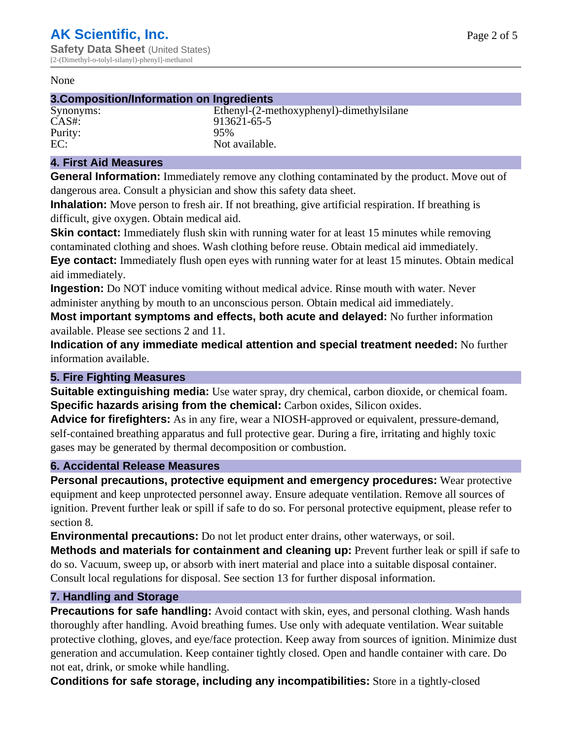None

## 3.Composition/Information on Ingredients

| | |
|---|---|
| Synonyms: | Ethenyl-(2-methoxyphenyl)-dimethylsilane |
| CAS#: | 913621-65-5 |
| Purity: | 95% |
| EC: | Not available. |

## 4. First Aid Measures

**General Information:** Immediately remove any clothing contaminated by the product. Move out of dangerous area. Consult a physician and show this safety data sheet.

**Inhalation:** Move person to fresh air. If not breathing, give artificial respiration. If breathing is difficult, give oxygen. Obtain medical aid.

**Skin contact:** Immediately flush skin with running water for at least 15 minutes while removing contaminated clothing and shoes. Wash clothing before reuse. Obtain medical aid immediately.

**Eye contact:** Immediately flush open eyes with running water for at least 15 minutes. Obtain medical aid immediately.

**Ingestion:** Do NOT induce vomiting without medical advice. Rinse mouth with water. Never administer anything by mouth to an unconscious person. Obtain medical aid immediately.

**Most important symptoms and effects, both acute and delayed:** No further information available. Please see sections 2 and 11.

**Indication of any immediate medical attention and special treatment needed:** No further information available.

## 5. Fire Fighting Measures

**Suitable extinguishing media:** Use water spray, dry chemical, carbon dioxide, or chemical foam.

**Specific hazards arising from the chemical:** Carbon oxides, Silicon oxides.

**Advice for firefighters:** As in any fire, wear a NIOSH-approved or equivalent, pressure-demand, self-contained breathing apparatus and full protective gear. During a fire, irritating and highly toxic gases may be generated by thermal decomposition or combustion.

## 6. Accidental Release Measures

**Personal precautions, protective equipment and emergency procedures:** Wear protective equipment and keep unprotected personnel away. Ensure adequate ventilation. Remove all sources of ignition. Prevent further leak or spill if safe to do so. For personal protective equipment, please refer to section 8.

**Environmental precautions:** Do not let product enter drains, other waterways, or soil.

**Methods and materials for containment and cleaning up:** Prevent further leak or spill if safe to do so. Vacuum, sweep up, or absorb with inert material and place into a suitable disposal container. Consult local regulations for disposal. See section 13 for further disposal information.

## 7. Handling and Storage

**Precautions for safe handling:** Avoid contact with skin, eyes, and personal clothing. Wash hands thoroughly after handling. Avoid breathing fumes. Use only with adequate ventilation. Wear suitable protective clothing, gloves, and eye/face protection. Keep away from sources of ignition. Minimize dust generation and accumulation. Keep container tightly closed. Open and handle container with care. Do not eat, drink, or smoke while handling.

**Conditions for safe storage, including any incompatibilities:** Store in a tightly-closed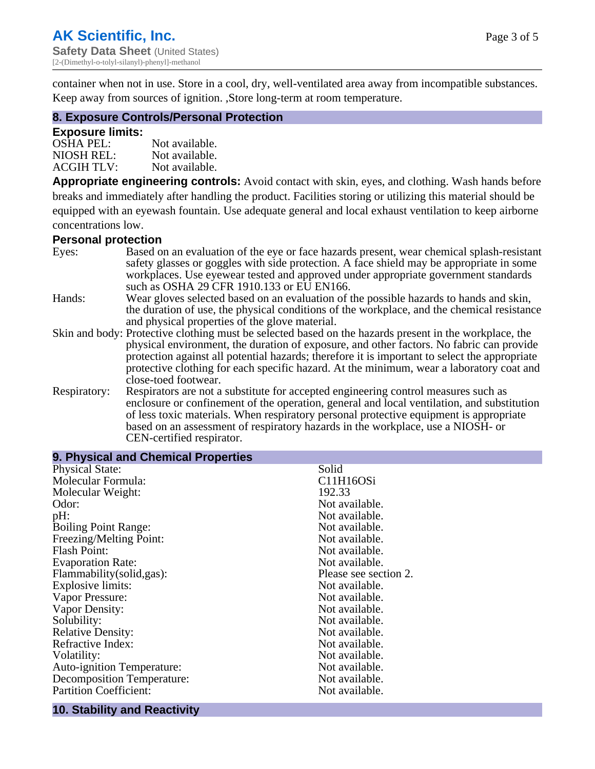container when not in use. Store in a cool, dry, well-ventilated area away from incompatible substances. Keep away from sources of ignition. ,Store long-term at room temperature.

## 8. Exposure Controls/Personal Protection

### Exposure limits:

| | |
|---|---|
| OSHA PEL: | Not available. |
| NIOSH REL: | Not available. |
| ACGIH TLV: | Not available. |

**Appropriate engineering controls:** Avoid contact with skin, eyes, and clothing. Wash hands before breaks and immediately after handling the product. Facilities storing or utilizing this material should be equipped with an eyewash fountain. Use adequate general and local exhaust ventilation to keep airborne concentrations low.

### Personal protection

| | |
|---|---|
| Eyes: | Based on an evaluation of the eye or face hazards present, wear chemical splash-resistant safety glasses or goggles with side protection. A face shield may be appropriate in some workplaces. Use eyewear tested and approved under appropriate government standards such as OSHA 29 CFR 1910.133 or EU EN166. |
| Hands: | Wear gloves selected based on an evaluation of the possible hazards to hands and skin, the duration of use, the physical conditions of the workplace, and the chemical resistance and physical properties of the glove material. |
| Skin and body: | Protective clothing must be selected based on the hazards present in the workplace, the physical environment, the duration of exposure, and other factors. No fabric can provide protection against all potential hazards; therefore it is important to select the appropriate protective clothing for each specific hazard. At the minimum, wear a laboratory coat and close-toed footwear. |
| Respiratory: | Respirators are not a substitute for accepted engineering control measures such as enclosure or confinement of the operation, general and local ventilation, and substitution of less toxic materials. When respiratory personal protective equipment is appropriate based on an assessment of respiratory hazards in the workplace, use a NIOSH- or CEN-certified respirator. |

## 9. Physical and Chemical Properties

| | |
|---|---|
| Physical State: | Solid |
| Molecular Formula: | C11H16OSi |
| Molecular Weight: | 192.33 |
| Odor: | Not available. |
| pH: | Not available. |
| Boiling Point Range: | Not available. |
| Freezing/Melting Point: | Not available. |
| Flash Point: | Not available. |
| Evaporation Rate: | Not available. |
| Flammability(solid,gas): | Please see section 2. |
| Explosive limits: | Not available. |
| Vapor Pressure: | Not available. |
| Vapor Density: | Not available. |
| Solubility: | Not available. |
| Relative Density: | Not available. |
| Refractive Index: | Not available. |
| Volatility: | Not available. |
| Auto-ignition Temperature: | Not available. |
| Decomposition Temperature: | Not available. |
| Partition Coefficient: | Not available. |

## 10. Stability and Reactivity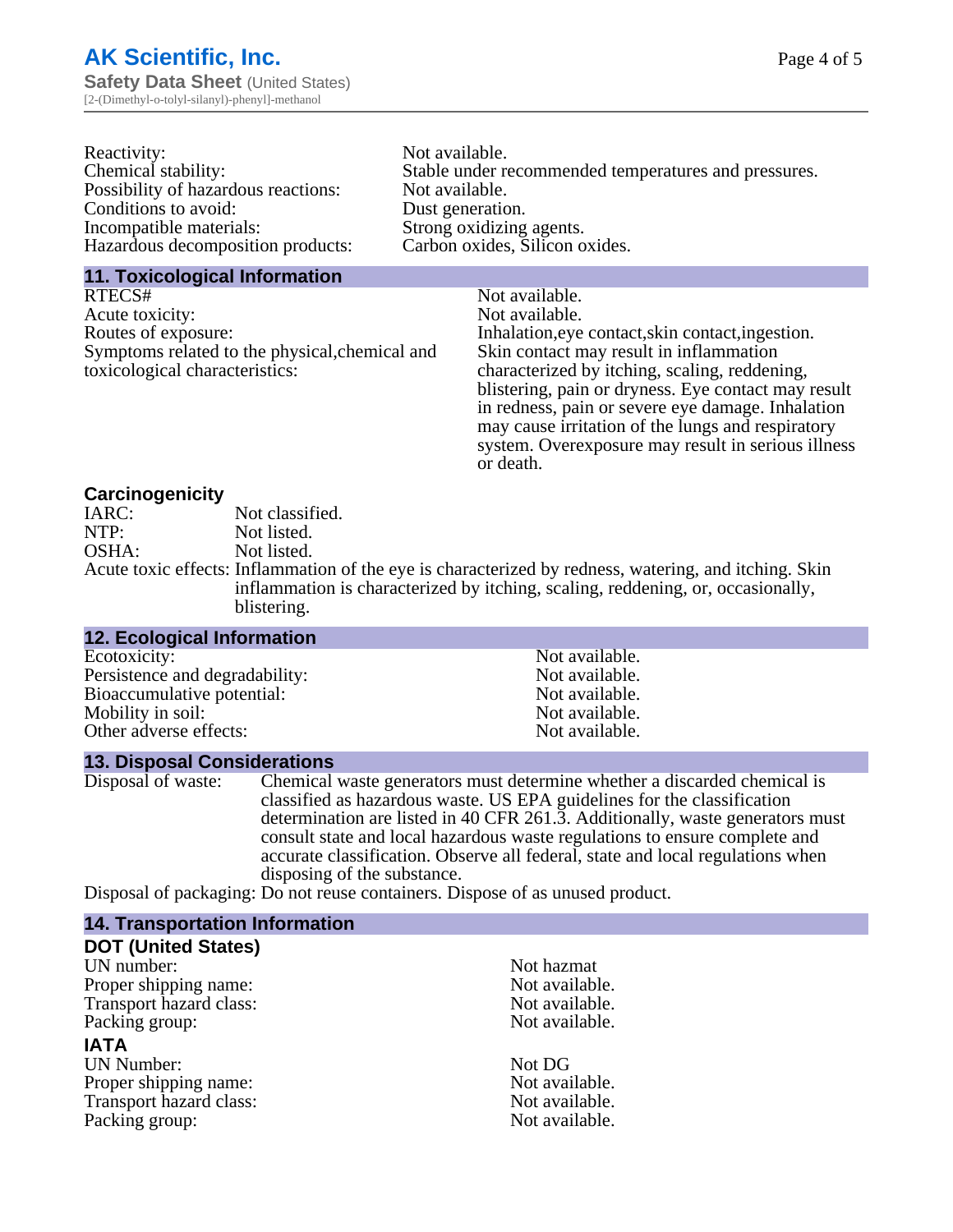| | |
|---|---|
| Reactivity: | Not available. |
| Chemical stability: | Stable under recommended temperatures and pressures. |
| Possibility of hazardous reactions: | Not available. |
| Conditions to avoid: | Dust generation. |
| Incompatible materials: | Strong oxidizing agents. |
| Hazardous decomposition products: | Carbon oxides, Silicon oxides. |

## 11. Toxicological Information

| | |
|---|---|
| RTECS# | Not available. |
| Acute toxicity: | Not available. |
| Routes of exposure: | Inhalation,eye contact,skin contact,ingestion. |
| Symptoms related to the physical,chemical and toxicological characteristics: | Skin contact may result in inflammation characterized by itching, scaling, reddening, blistering, pain or dryness. Eye contact may result in redness, pain or severe eye damage. Inhalation may cause irritation of the lungs and respiratory system. Overexposure may result in serious illness or death. |

### Carcinogenicity

| | |
|---|---|
| IARC: | Not classified. |
| NTP: | Not listed. |
| OSHA: | Not listed. |
| Acute toxic effects: | Inflammation of the eye is characterized by redness, watering, and itching. Skin inflammation is characterized by itching, scaling, reddening, or, occasionally, blistering. |

## 12. Ecological Information

| | |
|---|---|
| Ecotoxicity: | Not available. |
| Persistence and degradability: | Not available. |
| Bioaccumulative potential: | Not available. |
| Mobility in soil: | Not available. |
| Other adverse effects: | Not available. |

## 13. Disposal Considerations

| | |
|---|---|
| Disposal of waste: | Chemical waste generators must determine whether a discarded chemical is classified as hazardous waste. US EPA guidelines for the classification determination are listed in 40 CFR 261.3. Additionally, waste generators must consult state and local hazardous waste regulations to ensure complete and accurate classification. Observe all federal, state and local regulations when disposing of the substance. |
| Disposal of packaging: | Do not reuse containers. Dispose of as unused product. |

## 14. Transportation Information

### DOT (United States)

| | |
|---|---|
| UN number: | Not hazmat |
| Proper shipping name: | Not available. |
| Transport hazard class: | Not available. |
| Packing group: | Not available. |

### IATA

| | |
|---|---|
| UN Number: | Not DG |
| Proper shipping name: | Not available. |
| Transport hazard class: | Not available. |
| Packing group: | Not available. |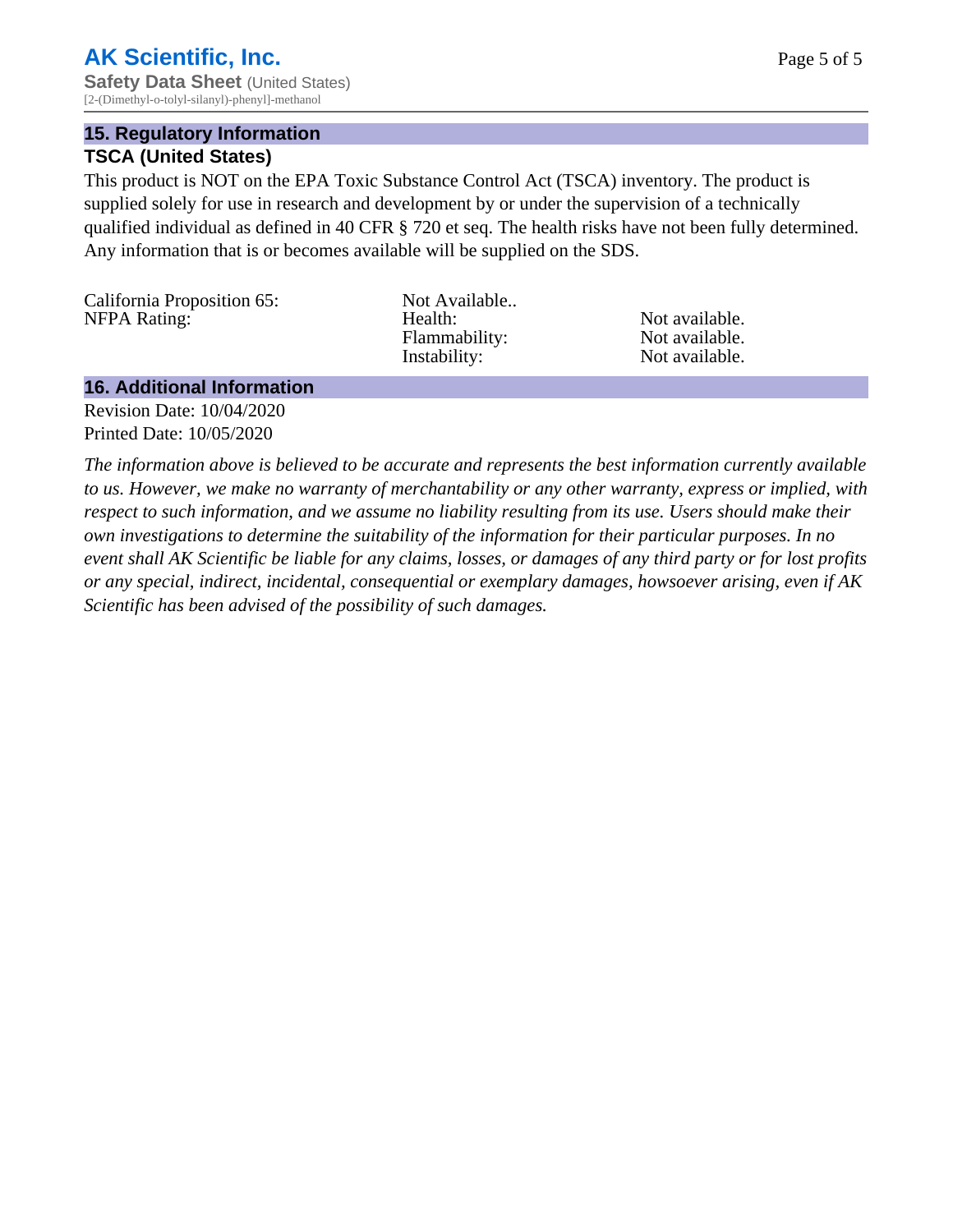## 15. Regulatory Information

### TSCA (United States)

This product is NOT on the EPA Toxic Substance Control Act (TSCA) inventory. The product is supplied solely for use in research and development by or under the supervision of a technically qualified individual as defined in 40 CFR § 720 et seq. The health risks have not been fully determined. Any information that is or becomes available will be supplied on the SDS.

| | | |
|---|---|---|
| California Proposition 65: | Not Available.. | |
| NFPA Rating: | Health: | Not available. |
| | Flammability: | Not available. |
| | Instability: | Not available. |

## 16. Additional Information

Revision Date: 10/04/2020
Printed Date: 10/05/2020

*The information above is believed to be accurate and represents the best information currently available to us. However, we make no warranty of merchantability or any other warranty, express or implied, with respect to such information, and we assume no liability resulting from its use. Users should make their own investigations to determine the suitability of the information for their particular purposes. In no event shall AK Scientific be liable for any claims, losses, or damages of any third party or for lost profits or any special, indirect, incidental, consequential or exemplary damages, howsoever arising, even if AK Scientific has been advised of the possibility of such damages.*